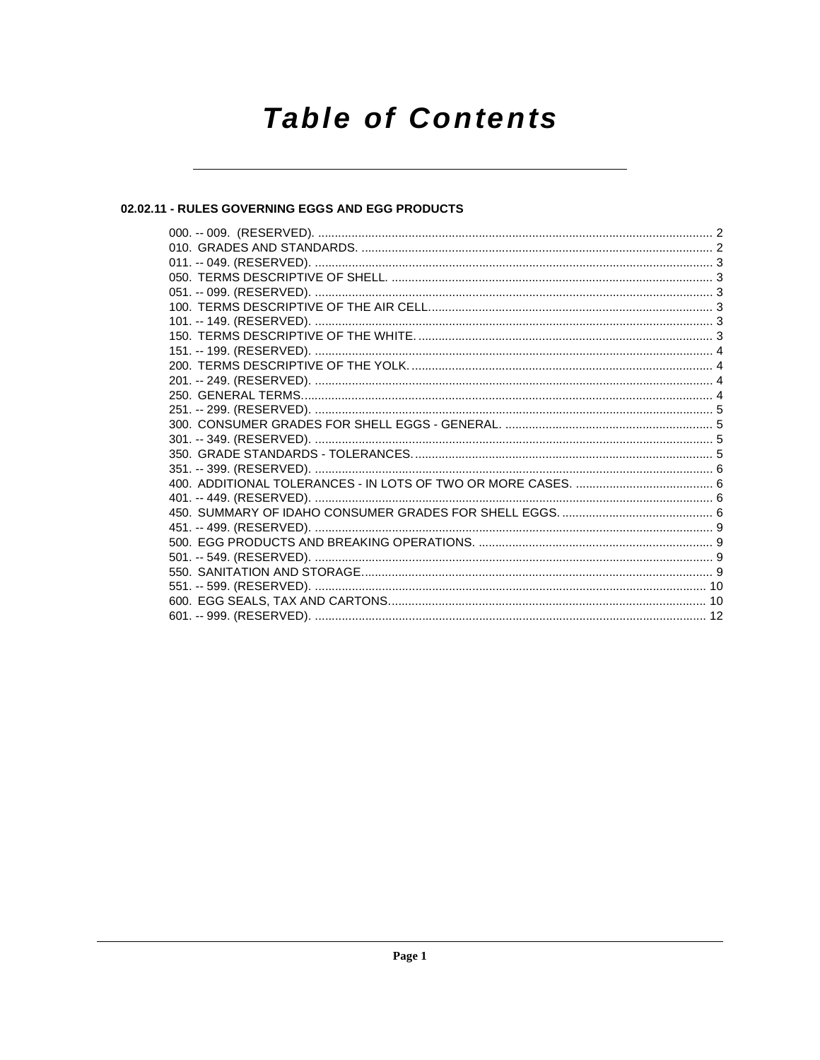# Table of Contents

## 02.02.11 - RULES GOVERNING EGGS AND EGG PRODUCTS

000. -- 009. (RESERVED). ..................................................................................................................... 2
010. GRADES AND STANDARDS. ........................................................................................................ 2
011. -- 049. (RESERVED). ...................................................................................................................... 3
050. TERMS DESCRIPTIVE OF SHELL. ............................................................................................... 3
051. -- 099. (RESERVED). ...................................................................................................................... 3
100. TERMS DESCRIPTIVE OF THE AIR CELL. ................................................................................... 3
101. -- 149. (RESERVED). ...................................................................................................................... 3
150. TERMS DESCRIPTIVE OF THE WHITE. ....................................................................................... 3
151. -- 199. (RESERVED). ...................................................................................................................... 4
200. TERMS DESCRIPTIVE OF THE YOLK. ......................................................................................... 4
201. -- 249. (RESERVED). ...................................................................................................................... 4
250. GENERAL TERMS. ......................................................................................................................... 4
251. -- 299. (RESERVED). ...................................................................................................................... 5
300. CONSUMER GRADES FOR SHELL EGGS - GENERAL. ............................................................. 5
301. -- 349. (RESERVED). ...................................................................................................................... 5
350. GRADE STANDARDS - TOLERANCES. ........................................................................................ 5
351. -- 399. (RESERVED). ...................................................................................................................... 6
400. ADDITIONAL TOLERANCES - IN LOTS OF TWO OR MORE CASES. ......................................... 6
401. -- 449. (RESERVED). ...................................................................................................................... 6
450. SUMMARY OF IDAHO CONSUMER GRADES FOR SHELL EGGS. ............................................. 6
451. -- 499. (RESERVED). ...................................................................................................................... 9
500. EGG PRODUCTS AND BREAKING OPERATIONS. ...................................................................... 9
501. -- 549. (RESERVED). ...................................................................................................................... 9
550. SANITATION AND STORAGE. ........................................................................................................ 9
551. -- 599. (RESERVED). .................................................................................................................... 10
600. EGG SEALS, TAX AND CARTONS. .............................................................................................. 10
601. -- 999. (RESERVED). .................................................................................................................... 12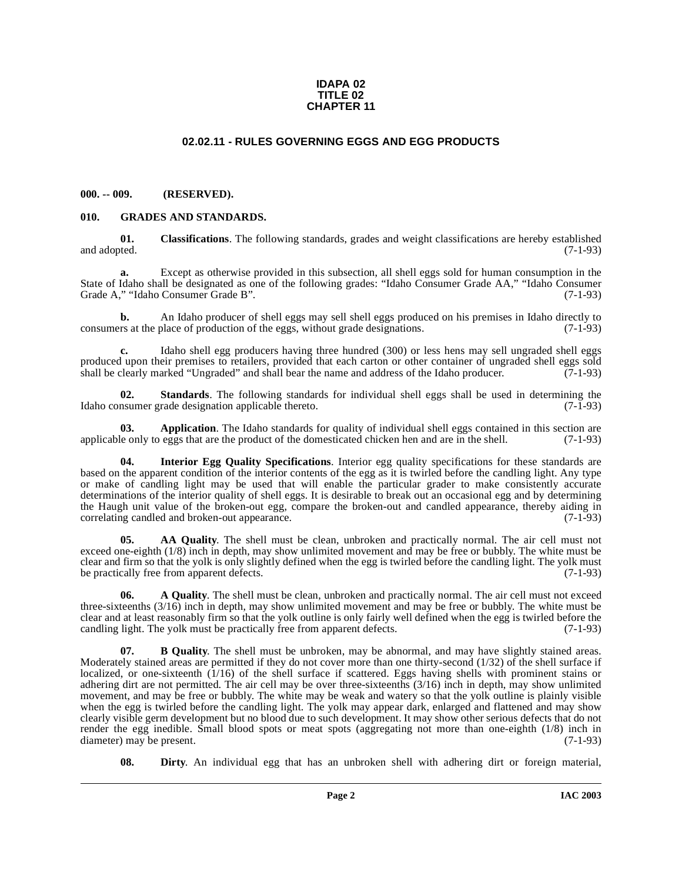**IDAPA 02**
**TITLE 02**
**CHAPTER 11**

## 02.02.11 - RULES GOVERNING EGGS AND EGG PRODUCTS

### 000. -- 009. (RESERVED).

### 010. GRADES AND STANDARDS.

**01. Classifications**. The following standards, grades and weight classifications are hereby established and adopted. (7-1-93)

**a.** Except as otherwise provided in this subsection, all shell eggs sold for human consumption in the State of Idaho shall be designated as one of the following grades: "Idaho Consumer Grade AA," "Idaho Consumer Grade A," "Idaho Consumer Grade B". (7-1-93)

**b.** An Idaho producer of shell eggs may sell shell eggs produced on his premises in Idaho directly to consumers at the place of production of the eggs, without grade designations. (7-1-93)

**c.** Idaho shell egg producers having three hundred (300) or less hens may sell ungraded shell eggs produced upon their premises to retailers, provided that each carton or other container of ungraded shell eggs sold shall be clearly marked "Ungraded" and shall bear the name and address of the Idaho producer. (7-1-93)

**02. Standards**. The following standards for individual shell eggs shall be used in determining the Idaho consumer grade designation applicable thereto. (7-1-93)

**03. Application**. The Idaho standards for quality of individual shell eggs contained in this section are applicable only to eggs that are the product of the domesticated chicken hen and are in the shell. (7-1-93)

**04. Interior Egg Quality Specifications**. Interior egg quality specifications for these standards are based on the apparent condition of the interior contents of the egg as it is twirled before the candling light. Any type or make of candling light may be used that will enable the particular grader to make consistently accurate determinations of the interior quality of shell eggs. It is desirable to break out an occasional egg and by determining the Haugh unit value of the broken-out egg, compare the broken-out and candled appearance, thereby aiding in correlating candled and broken-out appearance. (7-1-93)

**05. AA Quality**. The shell must be clean, unbroken and practically normal. The air cell must not exceed one-eighth (1/8) inch in depth, may show unlimited movement and may be free or bubbly. The white must be clear and firm so that the yolk is only slightly defined when the egg is twirled before the candling light. The yolk must be practically free from apparent defects. (7-1-93)

**06. A Quality**. The shell must be clean, unbroken and practically normal. The air cell must not exceed three-sixteenths (3/16) inch in depth, may show unlimited movement and may be free or bubbly. The white must be clear and at least reasonably firm so that the yolk outline is only fairly well defined when the egg is twirled before the candling light. The yolk must be practically free from apparent defects. (7-1-93)

**07. B Quality**. The shell must be unbroken, may be abnormal, and may have slightly stained areas. Moderately stained areas are permitted if they do not cover more than one thirty-second (1/32) of the shell surface if localized, or one-sixteenth (1/16) of the shell surface if scattered. Eggs having shells with prominent stains or adhering dirt are not permitted. The air cell may be over three-sixteenths (3/16) inch in depth, may show unlimited movement, and may be free or bubbly. The white may be weak and watery so that the yolk outline is plainly visible when the egg is twirled before the candling light. The yolk may appear dark, enlarged and flattened and may show clearly visible germ development but no blood due to such development. It may show other serious defects that do not render the egg inedible. Small blood spots or meat spots (aggregating not more than one-eighth (1/8) inch in diameter) may be present. (7-1-93)

**08. Dirty**. An individual egg that has an unbroken shell with adhering dirt or foreign material,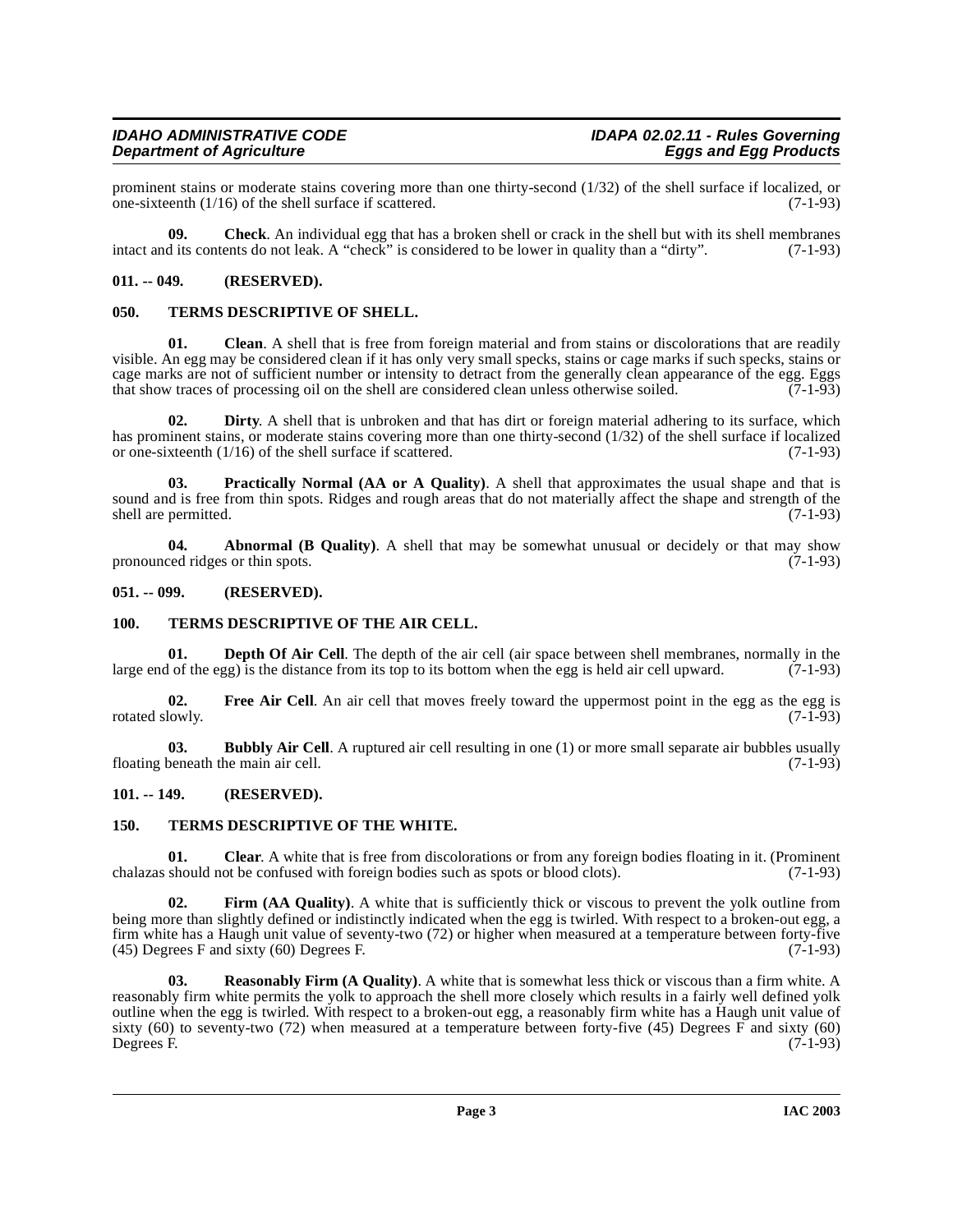prominent stains or moderate stains covering more than one thirty-second (1/32) of the shell surface if localized, or one-sixteenth (1/16) of the shell surface if scattered. (7-1-93)

**09. Check**. An individual egg that has a broken shell or crack in the shell but with its shell membranes intact and its contents do not leak. A "check" is considered to be lower in quality than a "dirty". (7-1-93)

### 011. -- 049. (RESERVED).

### 050. TERMS DESCRIPTIVE OF SHELL.

**01. Clean**. A shell that is free from foreign material and from stains or discolorations that are readily visible. An egg may be considered clean if it has only very small specks, stains or cage marks if such specks, stains or cage marks are not of sufficient number or intensity to detract from the generally clean appearance of the egg. Eggs that show traces of processing oil on the shell are considered clean unless otherwise soiled. (7-1-93)

**02. Dirty**. A shell that is unbroken and that has dirt or foreign material adhering to its surface, which has prominent stains, or moderate stains covering more than one thirty-second (1/32) of the shell surface if localized or one-sixteenth (1/16) of the shell surface if scattered. (7-1-93)

**03. Practically Normal (AA or A Quality)**. A shell that approximates the usual shape and that is sound and is free from thin spots. Ridges and rough areas that do not materially affect the shape and strength of the shell are permitted. (7-1-93)

**04. Abnormal (B Quality)**. A shell that may be somewhat unusual or decidely or that may show pronounced ridges or thin spots. (7-1-93)

### 051. -- 099. (RESERVED).

### 100. TERMS DESCRIPTIVE OF THE AIR CELL.

**01. Depth Of Air Cell**. The depth of the air cell (air space between shell membranes, normally in the large end of the egg) is the distance from its top to its bottom when the egg is held air cell upward. (7-1-93)

**02. Free Air Cell**. An air cell that moves freely toward the uppermost point in the egg as the egg is rotated slowly. (7-1-93)

**03. Bubbly Air Cell**. A ruptured air cell resulting in one (1) or more small separate air bubbles usually floating beneath the main air cell. (7-1-93)

### 101. -- 149. (RESERVED).

### 150. TERMS DESCRIPTIVE OF THE WHITE.

**01. Clear**. A white that is free from discolorations or from any foreign bodies floating in it. (Prominent chalazas should not be confused with foreign bodies such as spots or blood clots). (7-1-93)

**02. Firm (AA Quality)**. A white that is sufficiently thick or viscous to prevent the yolk outline from being more than slightly defined or indistinctly indicated when the egg is twirled. With respect to a broken-out egg, a firm white has a Haugh unit value of seventy-two (72) or higher when measured at a temperature between forty-five (45) Degrees F and sixty (60) Degrees F. (7-1-93)

**03. Reasonably Firm (A Quality)**. A white that is somewhat less thick or viscous than a firm white. A reasonably firm white permits the yolk to approach the shell more closely which results in a fairly well defined yolk outline when the egg is twirled. With respect to a broken-out egg, a reasonably firm white has a Haugh unit value of sixty (60) to seventy-two (72) when measured at a temperature between forty-five (45) Degrees F and sixty (60) Degrees F. (7-1-93)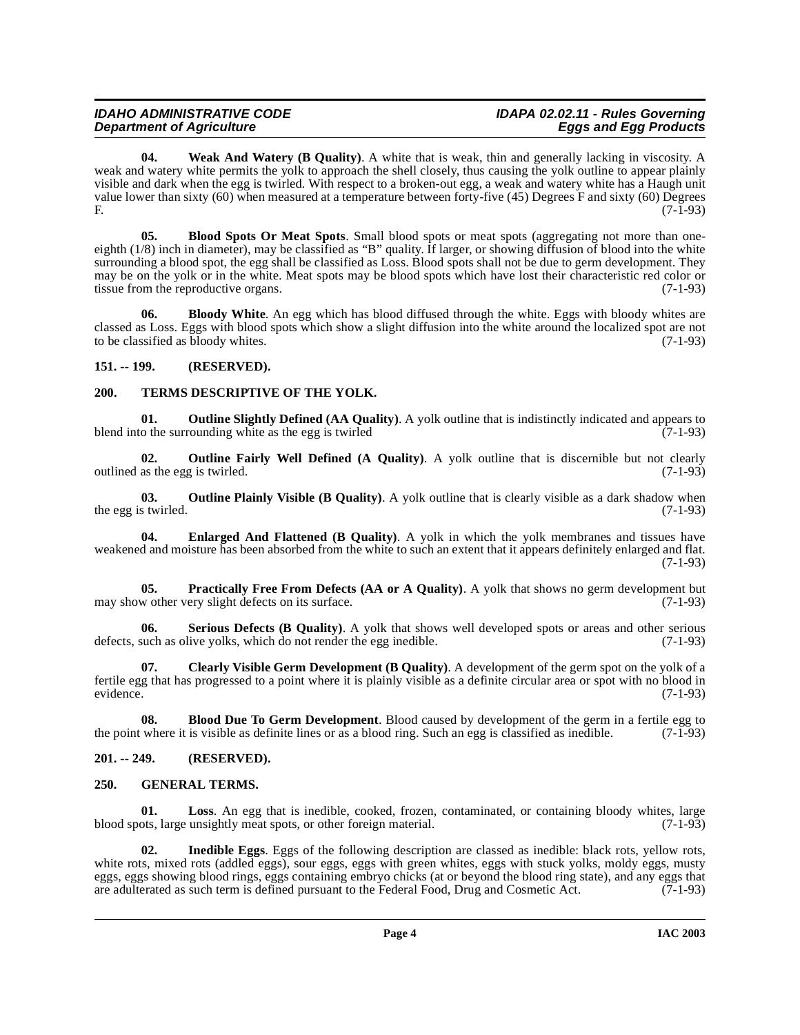**04. Weak And Watery (B Quality)**. A white that is weak, thin and generally lacking in viscosity. A weak and watery white permits the yolk to approach the shell closely, thus causing the yolk outline to appear plainly visible and dark when the egg is twirled. With respect to a broken-out egg, a weak and watery white has a Haugh unit value lower than sixty (60) when measured at a temperature between forty-five (45) Degrees F and sixty (60) Degrees F. (7-1-93)

**05. Blood Spots Or Meat Spots**. Small blood spots or meat spots (aggregating not more than one-eighth (1/8) inch in diameter), may be classified as "B" quality. If larger, or showing diffusion of blood into the white surrounding a blood spot, the egg shall be classified as Loss. Blood spots shall not be due to germ development. They may be on the yolk or in the white. Meat spots may be blood spots which have lost their characteristic red color or tissue from the reproductive organs. (7-1-93)

**06. Bloody White**. An egg which has blood diffused through the white. Eggs with bloody whites are classed as Loss. Eggs with blood spots which show a slight diffusion into the white around the localized spot are not to be classified as bloody whites. (7-1-93)

## 151. -- 199. (RESERVED).

## 200. TERMS DESCRIPTIVE OF THE YOLK.

**01. Outline Slightly Defined (AA Quality)**. A yolk outline that is indistinctly indicated and appears to blend into the surrounding white as the egg is twirled (7-1-93)

**02. Outline Fairly Well Defined (A Quality)**. A yolk outline that is discernible but not clearly outlined as the egg is twirled. (7-1-93)

**03. Outline Plainly Visible (B Quality)**. A yolk outline that is clearly visible as a dark shadow when the egg is twirled. (7-1-93)

**04. Enlarged And Flattened (B Quality)**. A yolk in which the yolk membranes and tissues have weakened and moisture has been absorbed from the white to such an extent that it appears definitely enlarged and flat. (7-1-93)

**05. Practically Free From Defects (AA or A Quality)**. A yolk that shows no germ development but may show other very slight defects on its surface. (7-1-93)

**06. Serious Defects (B Quality)**. A yolk that shows well developed spots or areas and other serious defects, such as olive yolks, which do not render the egg inedible. (7-1-93)

**07. Clearly Visible Germ Development (B Quality)**. A development of the germ spot on the yolk of a fertile egg that has progressed to a point where it is plainly visible as a definite circular area or spot with no blood in evidence. (7-1-93)

**08. Blood Due To Germ Development**. Blood caused by development of the germ in a fertile egg to the point where it is visible as definite lines or as a blood ring. Such an egg is classified as inedible. (7-1-93)

## 201. -- 249. (RESERVED).

## 250. GENERAL TERMS.

**01. Loss**. An egg that is inedible, cooked, frozen, contaminated, or containing bloody whites, large blood spots, large unsightly meat spots, or other foreign material. (7-1-93)

**02. Inedible Eggs**. Eggs of the following description are classed as inedible: black rots, yellow rots, white rots, mixed rots (addled eggs), sour eggs, eggs with green whites, eggs with stuck yolks, moldy eggs, musty eggs, eggs showing blood rings, eggs containing embryo chicks (at or beyond the blood ring state), and any eggs that are adulterated as such term is defined pursuant to the Federal Food, Drug and Cosmetic Act. (7-1-93)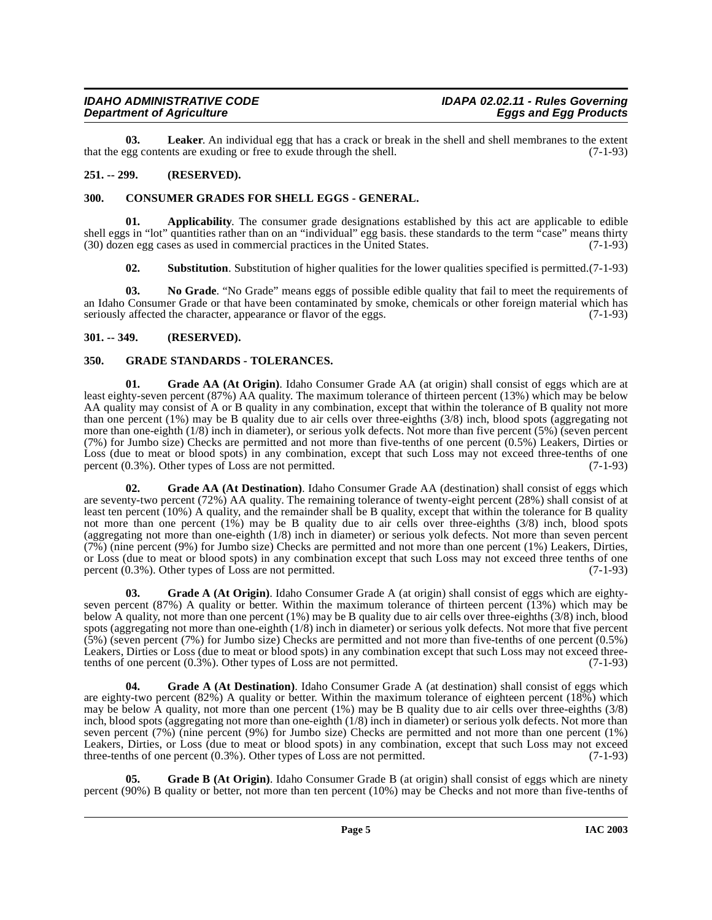**03. Leaker**. An individual egg that has a crack or break in the shell and shell membranes to the extent that the egg contents are exuding or free to exude through the shell. (7-1-93)

## 251. -- 299. (RESERVED).

## 300. CONSUMER GRADES FOR SHELL EGGS - GENERAL.

**01. Applicability**. The consumer grade designations established by this act are applicable to edible shell eggs in "lot" quantities rather than on an "individual" egg basis. these standards to the term "case" means thirty (30) dozen egg cases as used in commercial practices in the United States. (7-1-93)

**02. Substitution**. Substitution of higher qualities for the lower qualities specified is permitted.(7-1-93)

**03. No Grade**. "No Grade" means eggs of possible edible quality that fail to meet the requirements of an Idaho Consumer Grade or that have been contaminated by smoke, chemicals or other foreign material which has seriously affected the character, appearance or flavor of the eggs. (7-1-93)

## 301. -- 349. (RESERVED).

## 350. GRADE STANDARDS - TOLERANCES.

**01. Grade AA (At Origin)**. Idaho Consumer Grade AA (at origin) shall consist of eggs which are at least eighty-seven percent (87%) AA quality. The maximum tolerance of thirteen percent (13%) which may be below AA quality may consist of A or B quality in any combination, except that within the tolerance of B quality not more than one percent (1%) may be B quality due to air cells over three-eighths (3/8) inch, blood spots (aggregating not more than one-eighth (1/8) inch in diameter), or serious yolk defects. Not more than five percent (5%) (seven percent (7%) for Jumbo size) Checks are permitted and not more than five-tenths of one percent (0.5%) Leakers, Dirties or Loss (due to meat or blood spots) in any combination, except that such Loss may not exceed three-tenths of one percent (0.3%). Other types of Loss are not permitted. (7-1-93)

**02. Grade AA (At Destination)**. Idaho Consumer Grade AA (destination) shall consist of eggs which are seventy-two percent (72%) AA quality. The remaining tolerance of twenty-eight percent (28%) shall consist of at least ten percent (10%) A quality, and the remainder shall be B quality, except that within the tolerance for B quality not more than one percent (1%) may be B quality due to air cells over three-eighths (3/8) inch, blood spots (aggregating not more than one-eighth (1/8) inch in diameter) or serious yolk defects. Not more than seven percent (7%) (nine percent (9%) for Jumbo size) Checks are permitted and not more than one percent (1%) Leakers, Dirties, or Loss (due to meat or blood spots) in any combination except that such Loss may not exceed three tenths of one percent (0.3%). Other types of Loss are not permitted. (7-1-93)

**03. Grade A (At Origin)**. Idaho Consumer Grade A (at origin) shall consist of eggs which are eighty-seven percent (87%) A quality or better. Within the maximum tolerance of thirteen percent (13%) which may be below A quality, not more than one percent (1%) may be B quality due to air cells over three-eighths (3/8) inch, blood spots (aggregating not more than one-eighth (1/8) inch in diameter) or serious yolk defects. Not more that five percent (5%) (seven percent (7%) for Jumbo size) Checks are permitted and not more than five-tenths of one percent (0.5%) Leakers, Dirties or Loss (due to meat or blood spots) in any combination except that such Loss may not exceed three-tenths of one percent (0.3%). Other types of Loss are not permitted. (7-1-93)

**04. Grade A (At Destination)**. Idaho Consumer Grade A (at destination) shall consist of eggs which are eighty-two percent (82%) A quality or better. Within the maximum tolerance of eighteen percent (18%) which may be below A quality, not more than one percent (1%) may be B quality due to air cells over three-eighths (3/8) inch, blood spots (aggregating not more than one-eighth (1/8) inch in diameter) or serious yolk defects. Not more than seven percent (7%) (nine percent (9%) for Jumbo size) Checks are permitted and not more than one percent (1%) Leakers, Dirties, or Loss (due to meat or blood spots) in any combination, except that such Loss may not exceed three-tenths of one percent (0.3%). Other types of Loss are not permitted. (7-1-93)

**05. Grade B (At Origin)**. Idaho Consumer Grade B (at origin) shall consist of eggs which are ninety percent (90%) B quality or better, not more than ten percent (10%) may be Checks and not more than five-tenths of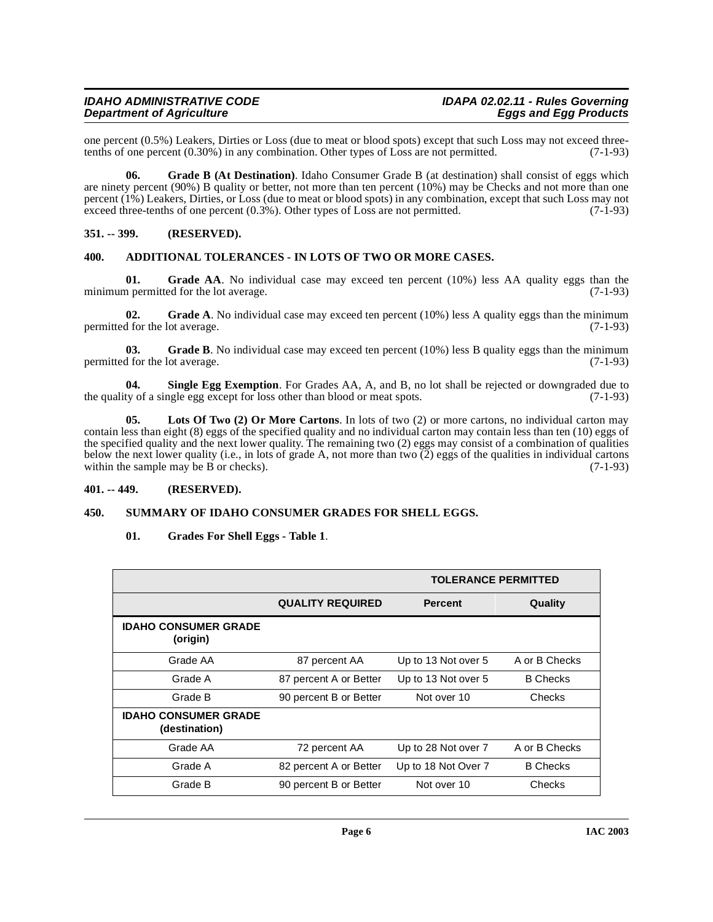one percent (0.5%) Leakers, Dirties or Loss (due to meat or blood spots) except that such Loss may not exceed three-tenths of one percent (0.30%) in any combination. Other types of Loss are not permitted. (7-1-93)

**06. Grade B (At Destination)**. Idaho Consumer Grade B (at destination) shall consist of eggs which are ninety percent (90%) B quality or better, not more than ten percent (10%) may be Checks and not more than one percent (1%) Leakers, Dirties, or Loss (due to meat or blood spots) in any combination, except that such Loss may not exceed three-tenths of one percent (0.3%). Other types of Loss are not permitted. (7-1-93)

## 351. -- 399. (RESERVED).

## 400. ADDITIONAL TOLERANCES - IN LOTS OF TWO OR MORE CASES.

**01. Grade AA**. No individual case may exceed ten percent (10%) less AA quality eggs than the minimum permitted for the lot average. (7-1-93)

**02. Grade A**. No individual case may exceed ten percent (10%) less A quality eggs than the minimum permitted for the lot average. (7-1-93)

**03. Grade B**. No individual case may exceed ten percent (10%) less B quality eggs than the minimum permitted for the lot average. (7-1-93)

**04. Single Egg Exemption**. For Grades AA, A, and B, no lot shall be rejected or downgraded due to the quality of a single egg except for loss other than blood or meat spots. (7-1-93)

**05. Lots Of Two (2) Or More Cartons**. In lots of two (2) or more cartons, no individual carton may contain less than eight (8) eggs of the specified quality and no individual carton may contain less than ten (10) eggs of the specified quality and the next lower quality. The remaining two (2) eggs may consist of a combination of qualities below the next lower quality (i.e., in lots of grade A, not more than two (2) eggs of the qualities in individual cartons within the sample may be B or checks). (7-1-93)

## 401. -- 449. (RESERVED).

## 450. SUMMARY OF IDAHO CONSUMER GRADES FOR SHELL EGGS.

**01. Grades For Shell Eggs - Table 1**.

| | | TOLERANCE PERMITTED | |
|---|---|---|---|
| | **QUALITY REQUIRED** | **Percent** | **Quality** |
| **IDAHO CONSUMER GRADE (origin)** | | | |
| Grade AA | 87 percent AA | Up to 13 Not over 5 | A or B Checks |
| Grade A | 87 percent A or Better | Up to 13 Not over 5 | B Checks |
| Grade B | 90 percent B or Better | Not over 10 | Checks |
| **IDAHO CONSUMER GRADE (destination)** | | | |
| Grade AA | 72 percent AA | Up to 28 Not over 7 | A or B Checks |
| Grade A | 82 percent A or Better | Up to 18 Not Over 7 | B Checks |
| Grade B | 90 percent B or Better | Not over 10 | Checks |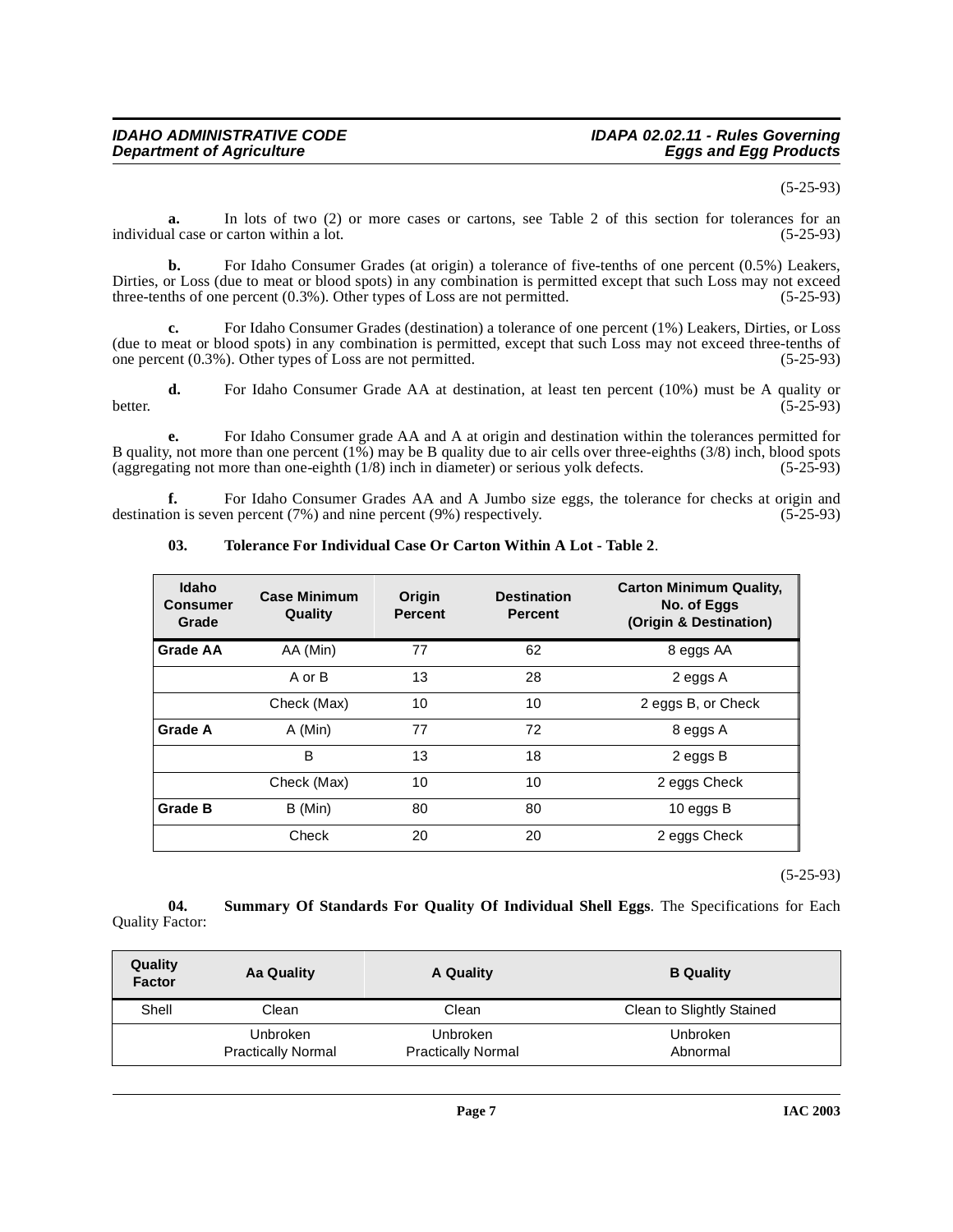(5-25-93)

**a.** In lots of two (2) or more cases or cartons, see Table 2 of this section for tolerances for an individual case or carton within a lot. (5-25-93)

**b.** For Idaho Consumer Grades (at origin) a tolerance of five-tenths of one percent (0.5%) Leakers, Dirties, or Loss (due to meat or blood spots) in any combination is permitted except that such Loss may not exceed three-tenths of one percent (0.3%). Other types of Loss are not permitted. (5-25-93)

**c.** For Idaho Consumer Grades (destination) a tolerance of one percent (1%) Leakers, Dirties, or Loss (due to meat or blood spots) in any combination is permitted, except that such Loss may not exceed three-tenths of one percent (0.3%). Other types of Loss are not permitted. (5-25-93)

**d.** For Idaho Consumer Grade AA at destination, at least ten percent (10%) must be A quality or better. (5-25-93)

**e.** For Idaho Consumer grade AA and A at origin and destination within the tolerances permitted for B quality, not more than one percent (1%) may be B quality due to air cells over three-eighths (3/8) inch, blood spots (aggregating not more than one-eighth (1/8) inch in diameter) or serious yolk defects. (5-25-93)

**f.** For Idaho Consumer Grades AA and A Jumbo size eggs, the tolerance for checks at origin and destination is seven percent (7%) and nine percent (9%) respectively. (5-25-93)

**03. Tolerance For Individual Case Or Carton Within A Lot - Table 2**.

| Idaho Consumer Grade | Case Minimum Quality | Origin Percent | Destination Percent | Carton Minimum Quality, No. of Eggs (Origin & Destination) |
|---|---|---|---|---|
| **Grade AA** | AA (Min) | 77 | 62 | 8 eggs AA |
| | A or B | 13 | 28 | 2 eggs A |
| | Check (Max) | 10 | 10 | 2 eggs B, or Check |
| **Grade A** | A (Min) | 77 | 72 | 8 eggs A |
| | B | 13 | 18 | 2 eggs B |
| | Check (Max) | 10 | 10 | 2 eggs Check |
| **Grade B** | B (Min) | 80 | 80 | 10 eggs B |
| | Check | 20 | 20 | 2 eggs Check |

(5-25-93)

**04. Summary Of Standards For Quality Of Individual Shell Eggs**. The Specifications for Each Quality Factor:

| Quality Factor | Aa Quality | A Quality | B Quality |
|---|---|---|---|
| Shell | Clean | Clean | Clean to Slightly Stained |
| | Unbroken<br>Practically Normal | Unbroken<br>Practically Normal | Unbroken<br>Abnormal |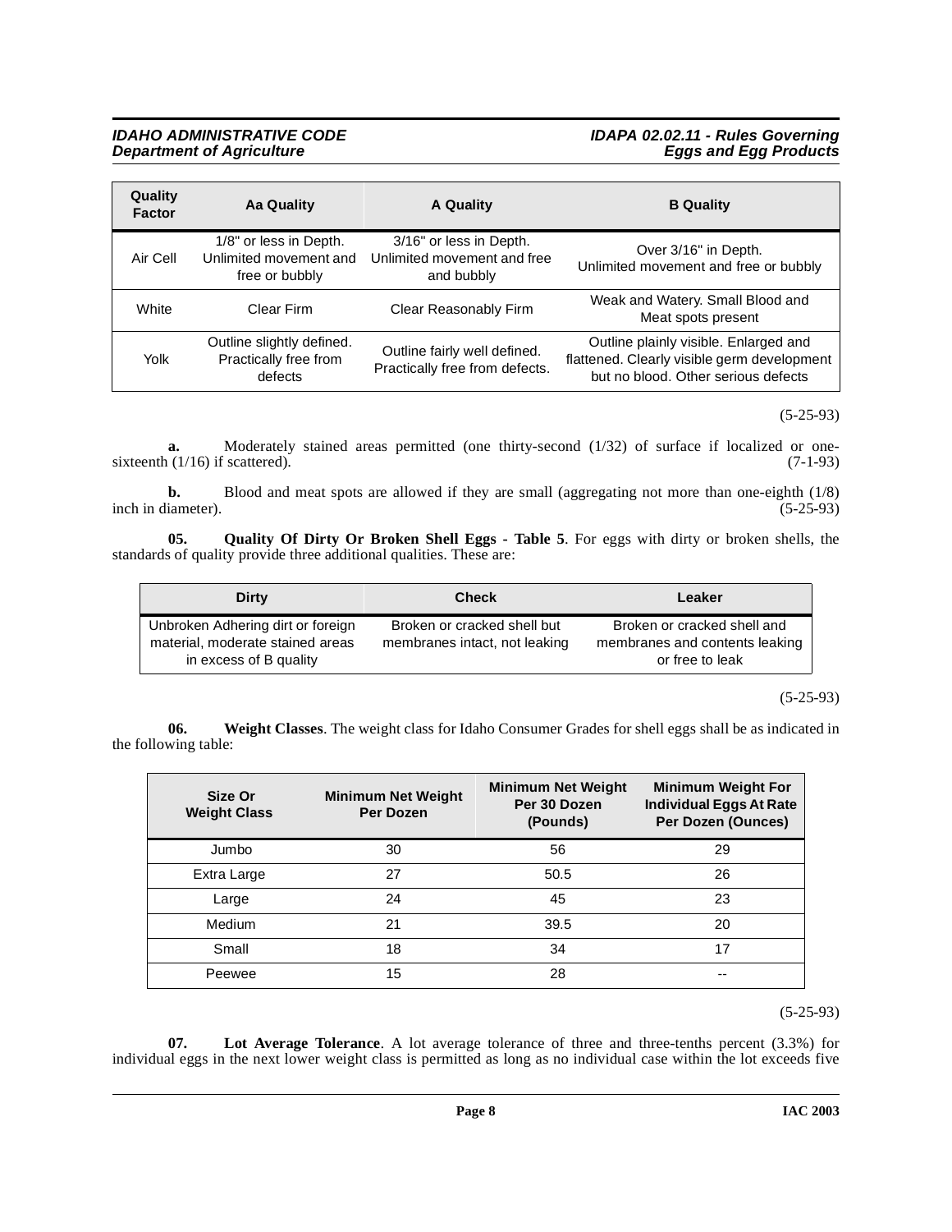| Quality Factor | Aa Quality | A Quality | B Quality |
|---|---|---|---|
| Air Cell | 1/8" or less in Depth. Unlimited movement and free or bubbly | 3/16" or less in Depth. Unlimited movement and free and bubbly | Over 3/16" in Depth. Unlimited movement and free or bubbly |
| White | Clear Firm | Clear Reasonably Firm | Weak and Watery. Small Blood and Meat spots present |
| Yolk | Outline slightly defined. Practically free from defects | Outline fairly well defined. Practically free from defects. | Outline plainly visible. Enlarged and flattened. Clearly visible germ development but no blood. Other serious defects |

(5-25-93)

**a.** Moderately stained areas permitted (one thirty-second (1/32) of surface if localized or one-sixteenth (1/16) if scattered). (7-1-93)

**b.** Blood and meat spots are allowed if they are small (aggregating not more than one-eighth (1/8) inch in diameter). (5-25-93)

**05. Quality Of Dirty Or Broken Shell Eggs - Table 5**. For eggs with dirty or broken shells, the standards of quality provide three additional qualities. These are:

| Dirty | Check | Leaker |
|---|---|---|
| Unbroken Adhering dirt or foreign material, moderate stained areas in excess of B quality | Broken or cracked shell but membranes intact, not leaking | Broken or cracked shell and membranes and contents leaking or free to leak |

(5-25-93)

**06. Weight Classes**. The weight class for Idaho Consumer Grades for shell eggs shall be as indicated in the following table:

| Size Or Weight Class | Minimum Net Weight Per Dozen | Minimum Net Weight Per 30 Dozen (Pounds) | Minimum Weight For Individual Eggs At Rate Per Dozen (Ounces) |
|---|---|---|---|
| Jumbo | 30 | 56 | 29 |
| Extra Large | 27 | 50.5 | 26 |
| Large | 24 | 45 | 23 |
| Medium | 21 | 39.5 | 20 |
| Small | 18 | 34 | 17 |
| Peewee | 15 | 28 | -- |

(5-25-93)

**07. Lot Average Tolerance**. A lot average tolerance of three and three-tenths percent (3.3%) for individual eggs in the next lower weight class is permitted as long as no individual case within the lot exceeds five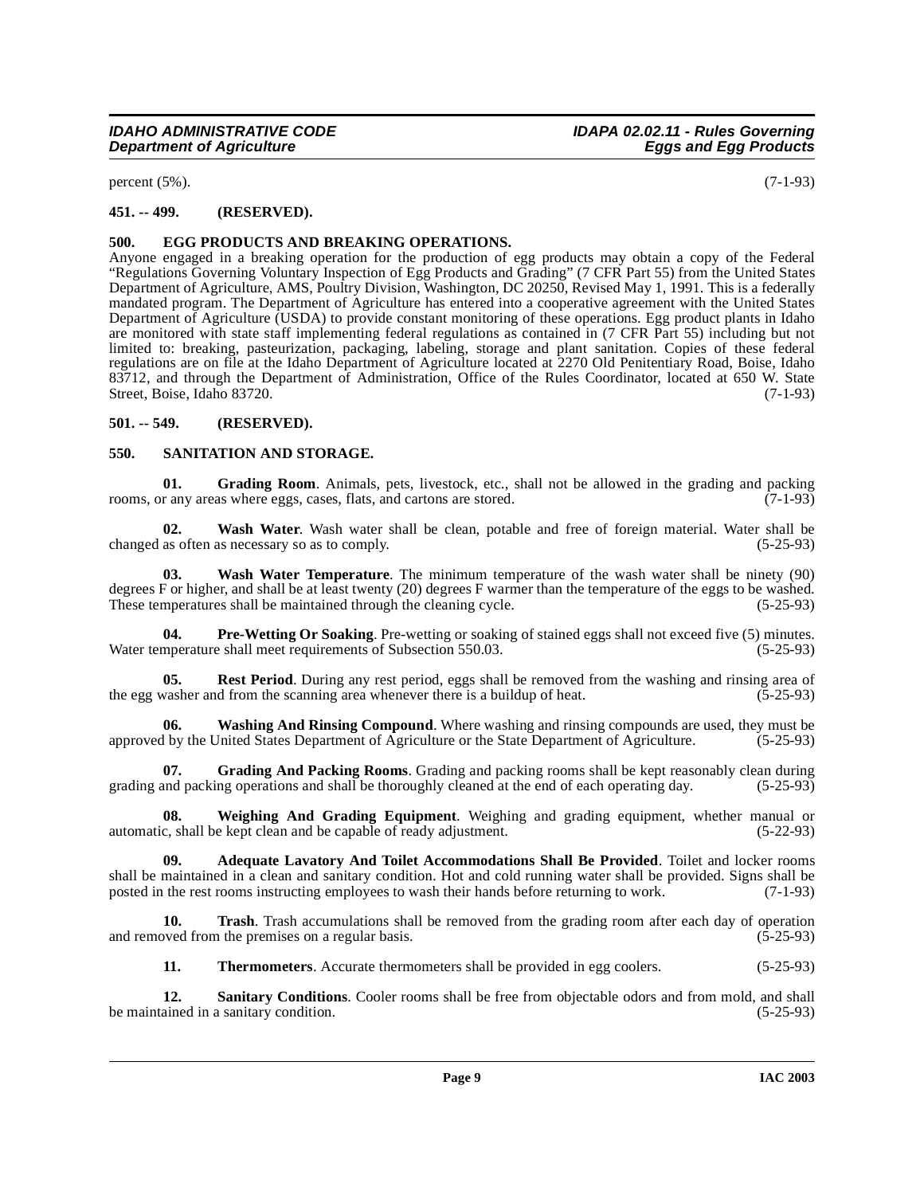percent (5%). (7-1-93)

**451. -- 499. (RESERVED).**

**500. EGG PRODUCTS AND BREAKING OPERATIONS.**

Anyone engaged in a breaking operation for the production of egg products may obtain a copy of the Federal "Regulations Governing Voluntary Inspection of Egg Products and Grading" (7 CFR Part 55) from the United States Department of Agriculture, AMS, Poultry Division, Washington, DC 20250, Revised May 1, 1991. This is a federally mandated program. The Department of Agriculture has entered into a cooperative agreement with the United States Department of Agriculture (USDA) to provide constant monitoring of these operations. Egg product plants in Idaho are monitored with state staff implementing federal regulations as contained in (7 CFR Part 55) including but not limited to: breaking, pasteurization, packaging, labeling, storage and plant sanitation. Copies of these federal regulations are on file at the Idaho Department of Agriculture located at 2270 Old Penitentiary Road, Boise, Idaho 83712, and through the Department of Administration, Office of the Rules Coordinator, located at 650 W. State Street, Boise, Idaho 83720. (7-1-93)

**501. -- 549. (RESERVED).**

**550. SANITATION AND STORAGE.**

**01. Grading Room**. Animals, pets, livestock, etc., shall not be allowed in the grading and packing rooms, or any areas where eggs, cases, flats, and cartons are stored. (7-1-93)

**02. Wash Water**. Wash water shall be clean, potable and free of foreign material. Water shall be changed as often as necessary so as to comply. (5-25-93)

**03. Wash Water Temperature**. The minimum temperature of the wash water shall be ninety (90) degrees F or higher, and shall be at least twenty (20) degrees F warmer than the temperature of the eggs to be washed. These temperatures shall be maintained through the cleaning cycle. (5-25-93)

**04. Pre-Wetting Or Soaking**. Pre-wetting or soaking of stained eggs shall not exceed five (5) minutes. Water temperature shall meet requirements of Subsection 550.03. (5-25-93)

**05. Rest Period**. During any rest period, eggs shall be removed from the washing and rinsing area of the egg washer and from the scanning area whenever there is a buildup of heat. (5-25-93)

**06. Washing And Rinsing Compound**. Where washing and rinsing compounds are used, they must be approved by the United States Department of Agriculture or the State Department of Agriculture. (5-25-93)

**07. Grading And Packing Rooms**. Grading and packing rooms shall be kept reasonably clean during grading and packing operations and shall be thoroughly cleaned at the end of each operating day. (5-25-93)

**08. Weighing And Grading Equipment**. Weighing and grading equipment, whether manual or automatic, shall be kept clean and be capable of ready adjustment. (5-22-93)

**09. Adequate Lavatory And Toilet Accommodations Shall Be Provided**. Toilet and locker rooms shall be maintained in a clean and sanitary condition. Hot and cold running water shall be provided. Signs shall be posted in the rest rooms instructing employees to wash their hands before returning to work. (7-1-93)

**10. Trash**. Trash accumulations shall be removed from the grading room after each day of operation and removed from the premises on a regular basis. (5-25-93)

**11. Thermometers**. Accurate thermometers shall be provided in egg coolers. (5-25-93)

**12. Sanitary Conditions**. Cooler rooms shall be free from objectable odors and from mold, and shall be maintained in a sanitary condition. (5-25-93)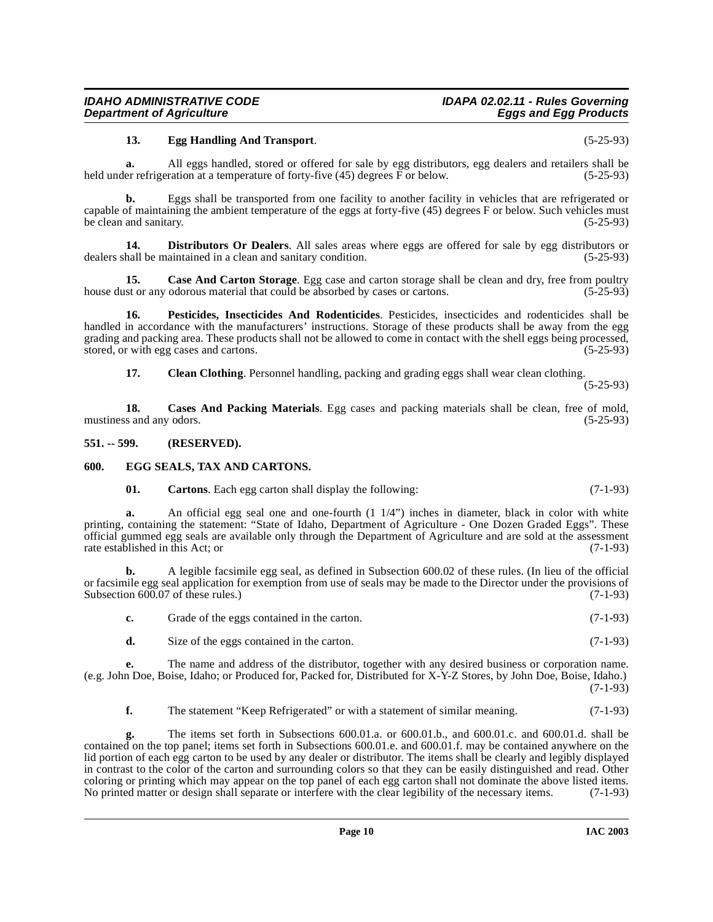**13. Egg Handling And Transport**. (5-25-93)

**a.** All eggs handled, stored or offered for sale by egg distributors, egg dealers and retailers shall be held under refrigeration at a temperature of forty-five (45) degrees F or below. (5-25-93)

**b.** Eggs shall be transported from one facility to another facility in vehicles that are refrigerated or capable of maintaining the ambient temperature of the eggs at forty-five (45) degrees F or below. Such vehicles must be clean and sanitary. (5-25-93)

**14. Distributors Or Dealers**. All sales areas where eggs are offered for sale by egg distributors or dealers shall be maintained in a clean and sanitary condition. (5-25-93)

**15. Case And Carton Storage**. Egg case and carton storage shall be clean and dry, free from poultry house dust or any odorous material that could be absorbed by cases or cartons. (5-25-93)

**16. Pesticides, Insecticides And Rodenticides**. Pesticides, insecticides and rodenticides shall be handled in accordance with the manufacturers' instructions. Storage of these products shall be away from the egg grading and packing area. These products shall not be allowed to come in contact with the shell eggs being processed, stored, or with egg cases and cartons. (5-25-93)

**17. Clean Clothing**. Personnel handling, packing and grading eggs shall wear clean clothing. (5-25-93)

**18. Cases And Packing Materials**. Egg cases and packing materials shall be clean, free of mold, mustiness and any odors. (5-25-93)

## 551. -- 599. (RESERVED).

## 600. EGG SEALS, TAX AND CARTONS.

**01. Cartons**. Each egg carton shall display the following: (7-1-93)

**a.** An official egg seal one and one-fourth (1 1/4") inches in diameter, black in color with white printing, containing the statement: "State of Idaho, Department of Agriculture - One Dozen Graded Eggs". These official gummed egg seals are available only through the Department of Agriculture and are sold at the assessment rate established in this Act; or (7-1-93)

**b.** A legible facsimile egg seal, as defined in Subsection 600.02 of these rules. (In lieu of the official or facsimile egg seal application for exemption from use of seals may be made to the Director under the provisions of Subsection 600.07 of these rules.) (7-1-93)

**c.** Grade of the eggs contained in the carton. (7-1-93)

**d.** Size of the eggs contained in the carton. (7-1-93)

**e.** The name and address of the distributor, together with any desired business or corporation name. (e.g. John Doe, Boise, Idaho; or Produced for, Packed for, Distributed for X-Y-Z Stores, by John Doe, Boise, Idaho.) (7-1-93)

**f.** The statement "Keep Refrigerated" or with a statement of similar meaning. (7-1-93)

**g.** The items set forth in Subsections 600.01.a. or 600.01.b., and 600.01.c. and 600.01.d. shall be contained on the top panel; items set forth in Subsections 600.01.e. and 600.01.f. may be contained anywhere on the lid portion of each egg carton to be used by any dealer or distributor. The items shall be clearly and legibly displayed in contrast to the color of the carton and surrounding colors so that they can be easily distinguished and read. Other coloring or printing which may appear on the top panel of each egg carton shall not dominate the above listed items. No printed matter or design shall separate or interfere with the clear legibility of the necessary items. (7-1-93)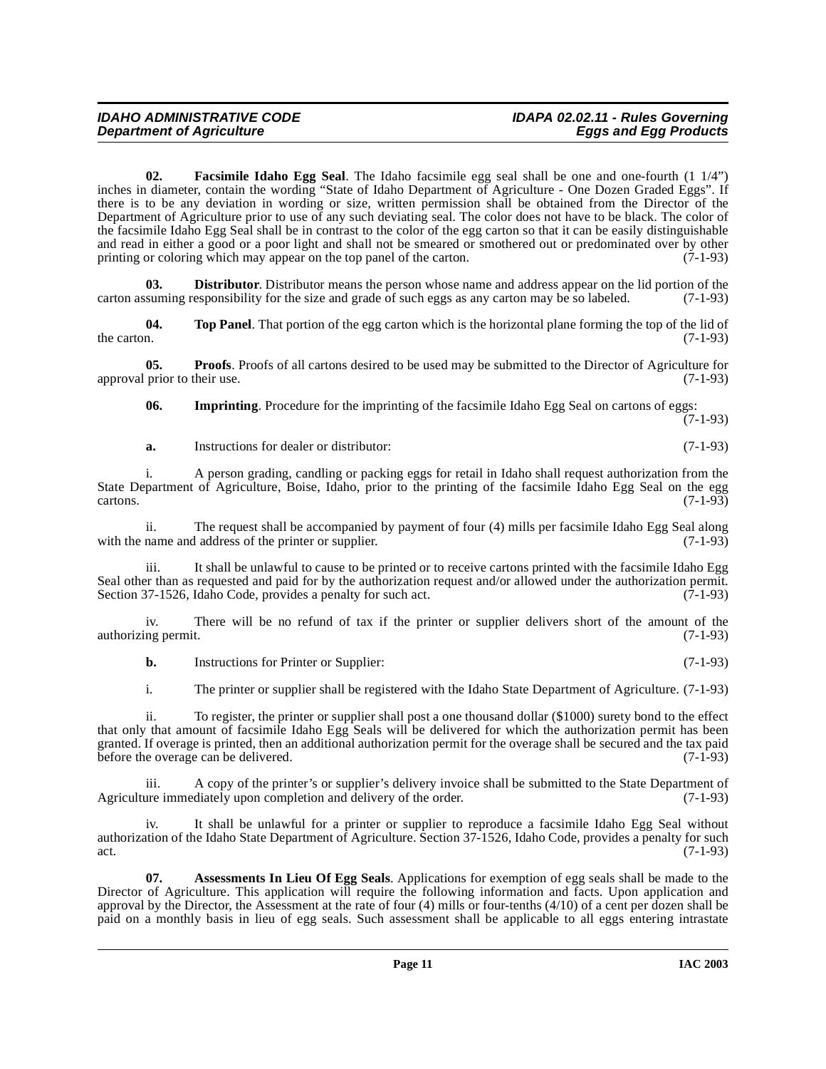**02. Facsimile Idaho Egg Seal**. The Idaho facsimile egg seal shall be one and one-fourth (1 1/4") inches in diameter, contain the wording "State of Idaho Department of Agriculture - One Dozen Graded Eggs". If there is to be any deviation in wording or size, written permission shall be obtained from the Director of the Department of Agriculture prior to use of any such deviating seal. The color does not have to be black. The color of the facsimile Idaho Egg Seal shall be in contrast to the color of the egg carton so that it can be easily distinguishable and read in either a good or a poor light and shall not be smeared or smothered out or predominated over by other printing or coloring which may appear on the top panel of the carton. (7-1-93)

**03. Distributor**. Distributor means the person whose name and address appear on the lid portion of the carton assuming responsibility for the size and grade of such eggs as any carton may be so labeled. (7-1-93)

**04. Top Panel**. That portion of the egg carton which is the horizontal plane forming the top of the lid of the carton. (7-1-93)

**05. Proofs**. Proofs of all cartons desired to be used may be submitted to the Director of Agriculture for approval prior to their use. (7-1-93)

**06. Imprinting**. Procedure for the imprinting of the facsimile Idaho Egg Seal on cartons of eggs: (7-1-93)

**a.** Instructions for dealer or distributor: (7-1-93)

i. A person grading, candling or packing eggs for retail in Idaho shall request authorization from the State Department of Agriculture, Boise, Idaho, prior to the printing of the facsimile Idaho Egg Seal on the egg cartons. (7-1-93)

ii. The request shall be accompanied by payment of four (4) mills per facsimile Idaho Egg Seal along with the name and address of the printer or supplier. (7-1-93)

iii. It shall be unlawful to cause to be printed or to receive cartons printed with the facsimile Idaho Egg Seal other than as requested and paid for by the authorization request and/or allowed under the authorization permit. Section 37-1526, Idaho Code, provides a penalty for such act. (7-1-93)

iv. There will be no refund of tax if the printer or supplier delivers short of the amount of the authorizing permit. (7-1-93)

**b.** Instructions for Printer or Supplier: (7-1-93)

i. The printer or supplier shall be registered with the Idaho State Department of Agriculture. (7-1-93)

ii. To register, the printer or supplier shall post a one thousand dollar ($1000) surety bond to the effect that only that amount of facsimile Idaho Egg Seals will be delivered for which the authorization permit has been granted. If overage is printed, then an additional authorization permit for the overage shall be secured and the tax paid before the overage can be delivered. (7-1-93)

iii. A copy of the printer's or supplier's delivery invoice shall be submitted to the State Department of Agriculture immediately upon completion and delivery of the order. (7-1-93)

iv. It shall be unlawful for a printer or supplier to reproduce a facsimile Idaho Egg Seal without authorization of the Idaho State Department of Agriculture. Section 37-1526, Idaho Code, provides a penalty for such act. (7-1-93)

**07. Assessments In Lieu Of Egg Seals**. Applications for exemption of egg seals shall be made to the Director of Agriculture. This application will require the following information and facts. Upon application and approval by the Director, the Assessment at the rate of four (4) mills or four-tenths (4/10) of a cent per dozen shall be paid on a monthly basis in lieu of egg seals. Such assessment shall be applicable to all eggs entering intrastate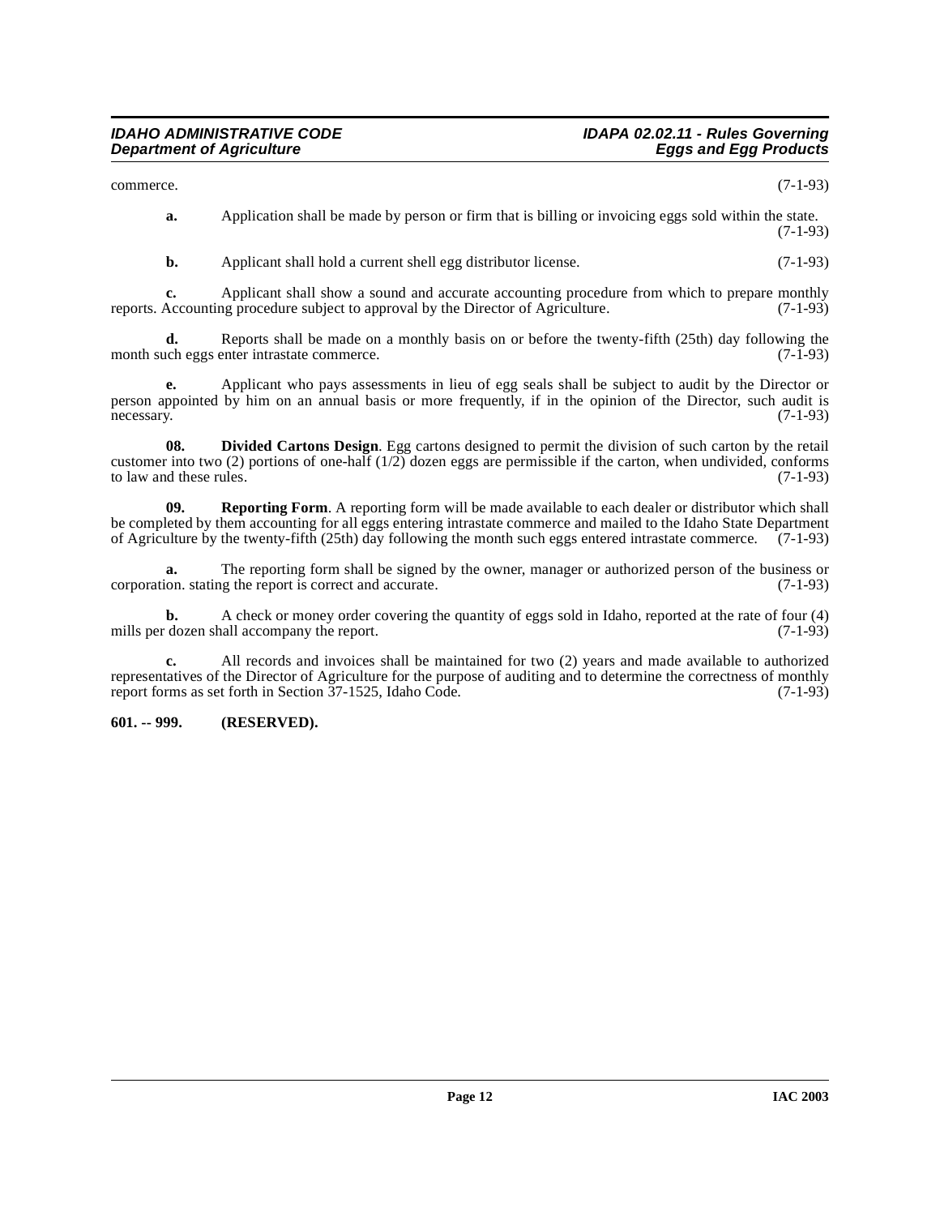commerce. (7-1-93)

**a.** Application shall be made by person or firm that is billing or invoicing eggs sold within the state. (7-1-93)

**b.** Applicant shall hold a current shell egg distributor license. (7-1-93)

**c.** Applicant shall show a sound and accurate accounting procedure from which to prepare monthly reports. Accounting procedure subject to approval by the Director of Agriculture. (7-1-93)

**d.** Reports shall be made on a monthly basis on or before the twenty-fifth (25th) day following the month such eggs enter intrastate commerce. (7-1-93)

**e.** Applicant who pays assessments in lieu of egg seals shall be subject to audit by the Director or person appointed by him on an annual basis or more frequently, if in the opinion of the Director, such audit is necessary. (7-1-93)

**08. Divided Cartons Design**. Egg cartons designed to permit the division of such carton by the retail customer into two (2) portions of one-half (1/2) dozen eggs are permissible if the carton, when undivided, conforms to law and these rules. (7-1-93)

**09. Reporting Form**. A reporting form will be made available to each dealer or distributor which shall be completed by them accounting for all eggs entering intrastate commerce and mailed to the Idaho State Department of Agriculture by the twenty-fifth (25th) day following the month such eggs entered intrastate commerce. (7-1-93)

**a.** The reporting form shall be signed by the owner, manager or authorized person of the business or corporation. stating the report is correct and accurate. (7-1-93)

**b.** A check or money order covering the quantity of eggs sold in Idaho, reported at the rate of four (4) mills per dozen shall accompany the report. (7-1-93)

**c.** All records and invoices shall be maintained for two (2) years and made available to authorized representatives of the Director of Agriculture for the purpose of auditing and to determine the correctness of monthly report forms as set forth in Section 37-1525, Idaho Code. (7-1-93)

**601. -- 999. (RESERVED).**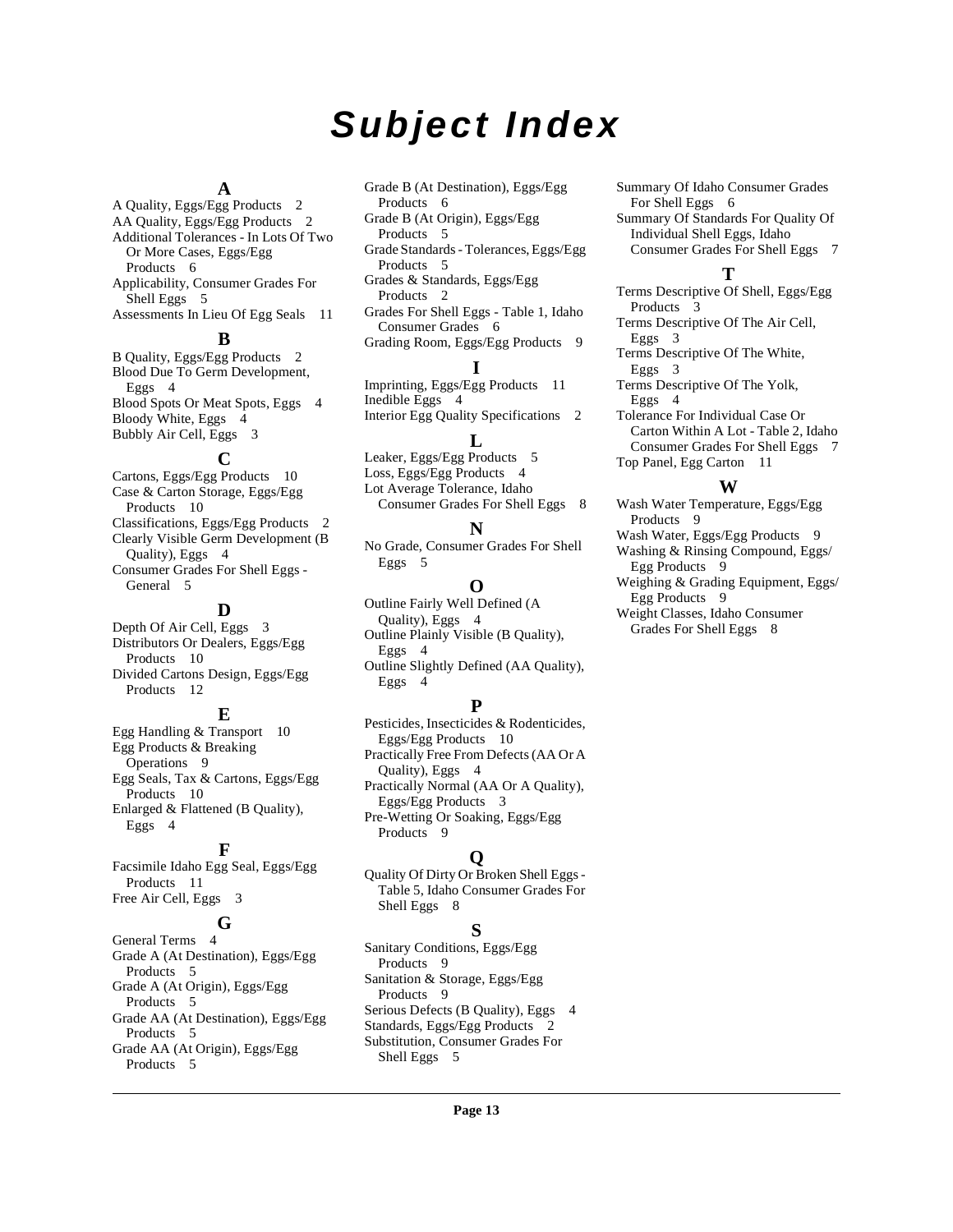# Subject Index

## A

A Quality, Eggs/Egg Products 2
AA Quality, Eggs/Egg Products 2
Additional Tolerances - In Lots Of Two Or More Cases, Eggs/Egg Products 6
Applicability, Consumer Grades For Shell Eggs 5
Assessments In Lieu Of Egg Seals 11

## B

B Quality, Eggs/Egg Products 2
Blood Due To Germ Development, Eggs 4
Blood Spots Or Meat Spots, Eggs 4
Bloody White, Eggs 4
Bubbly Air Cell, Eggs 3

## C

Cartons, Eggs/Egg Products 10
Case & Carton Storage, Eggs/Egg Products 10
Classifications, Eggs/Egg Products 2
Clearly Visible Germ Development (B Quality), Eggs 4
Consumer Grades For Shell Eggs - General 5

## D

Depth Of Air Cell, Eggs 3
Distributors Or Dealers, Eggs/Egg Products 10
Divided Cartons Design, Eggs/Egg Products 12

## E

Egg Handling & Transport 10
Egg Products & Breaking Operations 9
Egg Seals, Tax & Cartons, Eggs/Egg Products 10
Enlarged & Flattened (B Quality), Eggs 4

## F

Facsimile Idaho Egg Seal, Eggs/Egg Products 11
Free Air Cell, Eggs 3

## G

General Terms 4
Grade A (At Destination), Eggs/Egg Products 5
Grade A (At Origin), Eggs/Egg Products 5
Grade AA (At Destination), Eggs/Egg Products 5
Grade AA (At Origin), Eggs/Egg Products 5
Grade B (At Destination), Eggs/Egg Products 6
Grade B (At Origin), Eggs/Egg Products 5
Grade Standards - Tolerances, Eggs/Egg Products 5
Grades & Standards, Eggs/Egg Products 2
Grades For Shell Eggs - Table 1, Idaho Consumer Grades 6
Grading Room, Eggs/Egg Products 9

## I

Imprinting, Eggs/Egg Products 11
Inedible Eggs 4
Interior Egg Quality Specifications 2

## L

Leaker, Eggs/Egg Products 5
Loss, Eggs/Egg Products 4
Lot Average Tolerance, Idaho Consumer Grades For Shell Eggs 8

## N

No Grade, Consumer Grades For Shell Eggs 5

## O

Outline Fairly Well Defined (A Quality), Eggs 4
Outline Plainly Visible (B Quality), Eggs 4
Outline Slightly Defined (AA Quality), Eggs 4

## P

Pesticides, Insecticides & Rodenticides, Eggs/Egg Products 10
Practically Free From Defects (AA Or A Quality), Eggs 4
Practically Normal (AA Or A Quality), Eggs/Egg Products 3
Pre-Wetting Or Soaking, Eggs/Egg Products 9

## Q

Quality Of Dirty Or Broken Shell Eggs - Table 5, Idaho Consumer Grades For Shell Eggs 8

## S

Sanitary Conditions, Eggs/Egg Products 9
Sanitation & Storage, Eggs/Egg Products 9
Serious Defects (B Quality), Eggs 4
Standards, Eggs/Egg Products 2
Substitution, Consumer Grades For Shell Eggs 5
Summary Of Idaho Consumer Grades For Shell Eggs 6
Summary Of Standards For Quality Of Individual Shell Eggs, Idaho Consumer Grades For Shell Eggs 7

## T

Terms Descriptive Of Shell, Eggs/Egg Products 3
Terms Descriptive Of The Air Cell, Eggs 3
Terms Descriptive Of The White, Eggs 3
Terms Descriptive Of The Yolk, Eggs 4
Tolerance For Individual Case Or Carton Within A Lot - Table 2, Idaho Consumer Grades For Shell Eggs 7
Top Panel, Egg Carton 11

## W

Wash Water Temperature, Eggs/Egg Products 9
Wash Water, Eggs/Egg Products 9
Washing & Rinsing Compound, Eggs/Egg Products 9
Weighing & Grading Equipment, Eggs/Egg Products 9
Weight Classes, Idaho Consumer Grades For Shell Eggs 8